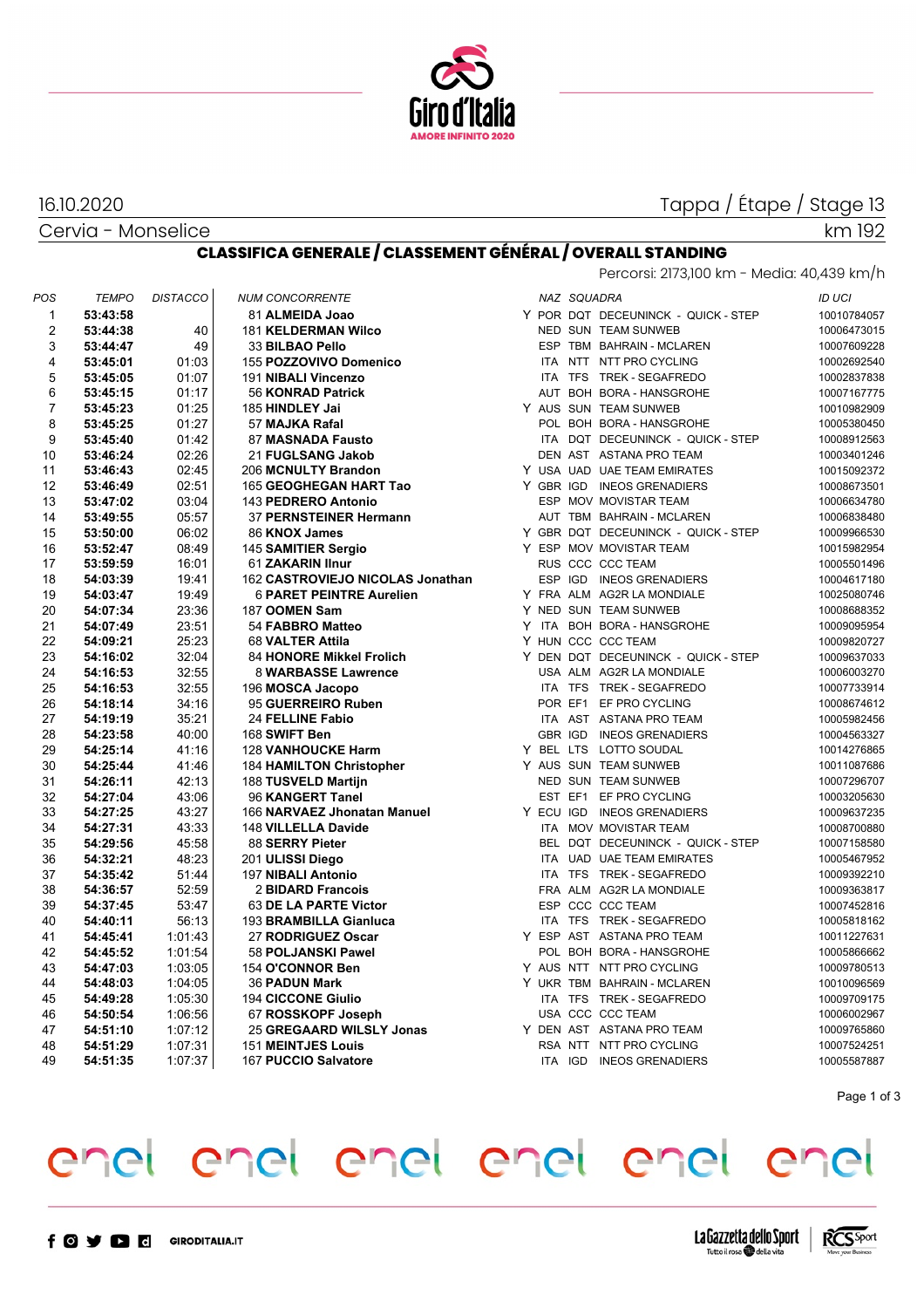Giro d'Italia
AMORE INFINITO 2020

16.10.2020 — Tappa / Étape / Stage 13

Cervia - Monselice — km 192

## CLASSIFICA GENERALE / CLASSEMENT GÉNÉRAL / OVERALL STANDING

Percorsi: 2173,100 km - Media: 40,439 km/h

| POS | TEMPO | DISTACCO | NUM CONCORRENTE | | NAZ | SQUADRA | | ID UCI |
|---|---|---|---|---|---|---|---|---|
| 1 | **53:43:58** | | 81 **ALMEIDA Joao** | Y | POR | DQT | DECEUNINCK - QUICK - STEP | 10010784057 |
| 2 | **53:44:38** | 40 | 181 **KELDERMAN Wilco** | | NED | SUN | TEAM SUNWEB | 10006473015 |
| 3 | **53:44:47** | 49 | 33 **BILBAO Pello** | | ESP | TBM | BAHRAIN - MCLAREN | 10007609228 |
| 4 | **53:45:01** | 01:03 | 155 **POZZOVIVO Domenico** | | ITA | NTT | NTT PRO CYCLING | 10002692540 |
| 5 | **53:45:05** | 01:07 | 191 **NIBALI Vincenzo** | | ITA | TFS | TREK - SEGAFREDO | 10002837838 |
| 6 | **53:45:15** | 01:17 | 56 **KONRAD Patrick** | | AUT | BOH | BORA - HANSGROHE | 10007167775 |
| 7 | **53:45:23** | 01:25 | 185 **HINDLEY Jai** | Y | AUS | SUN | TEAM SUNWEB | 10010982909 |
| 8 | **53:45:25** | 01:27 | 57 **MAJKA Rafal** | | POL | BOH | BORA - HANSGROHE | 10005380450 |
| 9 | **53:45:40** | 01:42 | 87 **MASNADA Fausto** | | ITA | DQT | DECEUNINCK - QUICK - STEP | 10008912563 |
| 10 | **53:46:24** | 02:26 | 21 **FUGLSANG Jakob** | | DEN | AST | ASTANA PRO TEAM | 10003401246 |
| 11 | **53:46:43** | 02:45 | 206 **MCNULTY Brandon** | Y | USA | UAD | UAE TEAM EMIRATES | 10015092372 |
| 12 | **53:46:49** | 02:51 | 165 **GEOGHEGAN HART Tao** | Y | GBR | IGD | INEOS GRENADIERS | 10008673501 |
| 13 | **53:47:02** | 03:04 | 143 **PEDRERO Antonio** | | ESP | MOV | MOVISTAR TEAM | 10006634780 |
| 14 | **53:49:55** | 05:57 | 37 **PERNSTEINER Hermann** | | AUT | TBM | BAHRAIN - MCLAREN | 10006838480 |
| 15 | **53:50:00** | 06:02 | 86 **KNOX James** | Y | GBR | DQT | DECEUNINCK - QUICK - STEP | 10009966530 |
| 16 | **53:52:47** | 08:49 | 145 **SAMITIER Sergio** | Y | ESP | MOV | MOVISTAR TEAM | 10015982954 |
| 17 | **53:59:59** | 16:01 | 61 **ZAKARIN Ilnur** | | RUS | CCC | CCC TEAM | 10005501496 |
| 18 | **54:03:39** | 19:41 | 162 **CASTROVIEJO NICOLAS Jonathan** | | ESP | IGD | INEOS GRENADIERS | 10004617180 |
| 19 | **54:03:47** | 19:49 | 6 **PARET PEINTRE Aurelien** | Y | FRA | ALM | AG2R LA MONDIALE | 10025080746 |
| 20 | **54:07:34** | 23:36 | 187 **OOMEN Sam** | Y | NED | SUN | TEAM SUNWEB | 10008688352 |
| 21 | **54:07:49** | 23:51 | 54 **FABBRO Matteo** | Y | ITA | BOH | BORA - HANSGROHE | 10009095954 |
| 22 | **54:09:21** | 25:23 | 68 **VALTER Attila** | Y | HUN | CCC | CCC TEAM | 10009820727 |
| 23 | **54:16:02** | 32:04 | 84 **HONORE Mikkel Frolich** | Y | DEN | DQT | DECEUNINCK - QUICK - STEP | 10009637033 |
| 24 | **54:16:53** | 32:55 | 8 **WARBASSE Lawrence** | | USA | ALM | AG2R LA MONDIALE | 10006003270 |
| 25 | **54:16:53** | 32:55 | 196 **MOSCA Jacopo** | | ITA | TFS | TREK - SEGAFREDO | 10007733914 |
| 26 | **54:18:14** | 34:16 | 95 **GUERREIRO Ruben** | | POR | EF1 | EF PRO CYCLING | 10008674612 |
| 27 | **54:19:19** | 35:21 | 24 **FELLINE Fabio** | | ITA | AST | ASTANA PRO TEAM | 10005982456 |
| 28 | **54:23:58** | 40:00 | 168 **SWIFT Ben** | | GBR | IGD | INEOS GRENADIERS | 10004563327 |
| 29 | **54:25:14** | 41:16 | 128 **VANHOUCKE Harm** | Y | BEL | LTS | LOTTO SOUDAL | 10014276865 |
| 30 | **54:25:44** | 41:46 | 184 **HAMILTON Christopher** | Y | AUS | SUN | TEAM SUNWEB | 10011087686 |
| 31 | **54:26:11** | 42:13 | 188 **TUSVELD Martijn** | | NED | SUN | TEAM SUNWEB | 10007296707 |
| 32 | **54:27:04** | 43:06 | 96 **KANGERT Tanel** | | EST | EF1 | EF PRO CYCLING | 10003205630 |
| 33 | **54:27:25** | 43:27 | 166 **NARVAEZ Jhonatan Manuel** | Y | ECU | IGD | INEOS GRENADIERS | 10009637235 |
| 34 | **54:27:31** | 43:33 | 148 **VILLELLA Davide** | | ITA | MOV | MOVISTAR TEAM | 10008700880 |
| 35 | **54:29:56** | 45:58 | 88 **SERRY Pieter** | | BEL | DQT | DECEUNINCK - QUICK - STEP | 10007158580 |
| 36 | **54:32:21** | 48:23 | 201 **ULISSI Diego** | | ITA | UAD | UAE TEAM EMIRATES | 10005467952 |
| 37 | **54:35:42** | 51:44 | 197 **NIBALI Antonio** | | ITA | TFS | TREK - SEGAFREDO | 10009392210 |
| 38 | **54:36:57** | 52:59 | 2 **BIDARD Francois** | | FRA | ALM | AG2R LA MONDIALE | 10009363817 |
| 39 | **54:37:45** | 53:47 | 63 **DE LA PARTE Victor** | | ESP | CCC | CCC TEAM | 10007452816 |
| 40 | **54:40:11** | 56:13 | 193 **BRAMBILLA Gianluca** | | ITA | TFS | TREK - SEGAFREDO | 10005818162 |
| 41 | **54:45:41** | 1:01:43 | 27 **RODRIGUEZ Oscar** | Y | ESP | AST | ASTANA PRO TEAM | 10011227631 |
| 42 | **54:45:52** | 1:01:54 | 58 **POLJANSKI Pawel** | | POL | BOH | BORA - HANSGROHE | 10005866662 |
| 43 | **54:47:03** | 1:03:05 | 154 **O'CONNOR Ben** | Y | AUS | NTT | NTT PRO CYCLING | 10009780513 |
| 44 | **54:48:03** | 1:04:05 | 36 **PADUN Mark** | Y | UKR | TBM | BAHRAIN - MCLAREN | 10010096569 |
| 45 | **54:49:28** | 1:05:30 | 194 **CICCONE Giulio** | | ITA | TFS | TREK - SEGAFREDO | 10009709175 |
| 46 | **54:50:54** | 1:06:56 | 67 **ROSSKOPF Joseph** | | USA | CCC | CCC TEAM | 10006002967 |
| 47 | **54:51:10** | 1:07:12 | 25 **GREGAARD WILSLY Jonas** | Y | DEN | AST | ASTANA PRO TEAM | 10009765860 |
| 48 | **54:51:29** | 1:07:31 | 151 **MEINTJES Louis** | | RSA | NTT | NTT PRO CYCLING | 10007524251 |
| 49 | **54:51:35** | 1:07:37 | 167 **PUCCIO Salvatore** | | ITA | IGD | INEOS GRENADIERS | 10005587887 |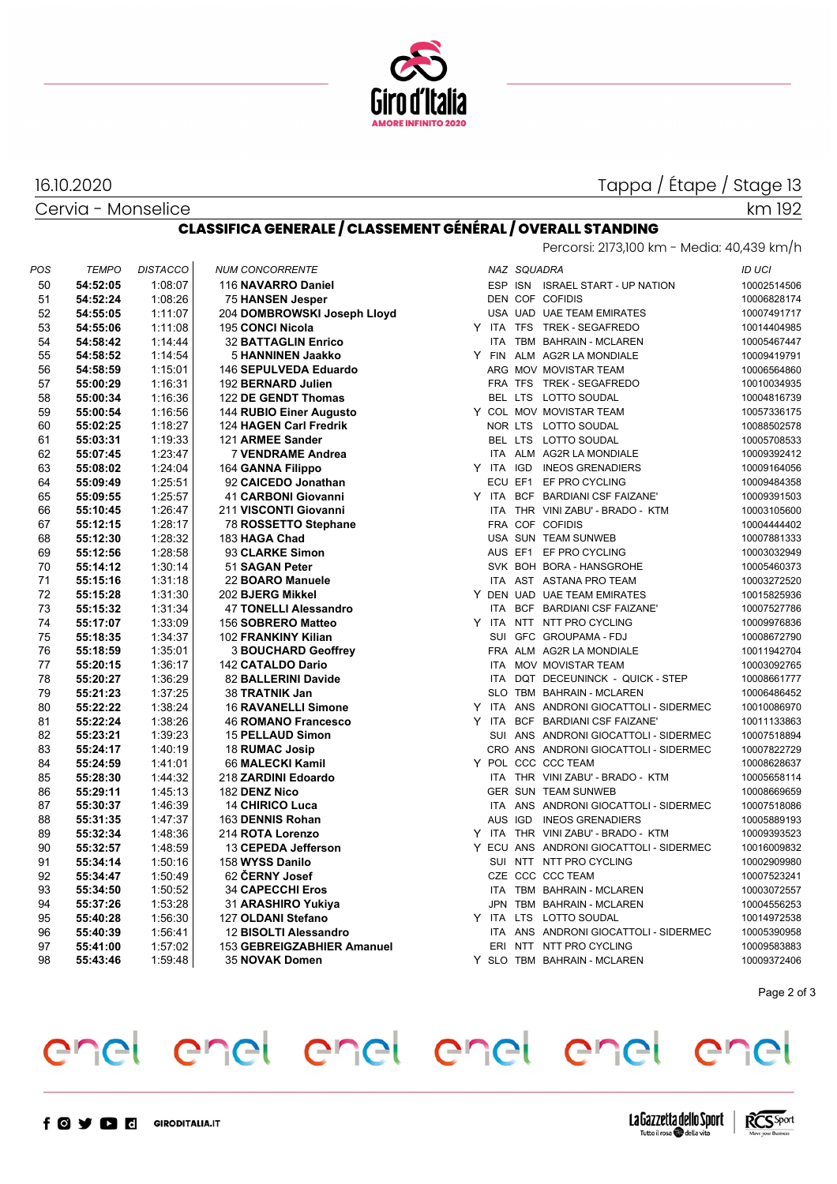16.10.2020

Tappa / Étape / Stage 13

Cervia - Monselice

km 192

## CLASSIFICA GENERALE / CLASSEMENT GÉNÉRAL / OVERALL STANDING

Percorsi: 2173,100 km - Media: 40,439 km/h

| POS | TEMPO | DISTACCO | NUM CONCORRENTE | | NAZ | SQUADRA | | ID UCI |
|---|---|---|---|---|---|---|---|---|
| 50 | **54:52:05** | 1:08:07 | 116 **NAVARRO Daniel** | | ESP | ISN | ISRAEL START - UP NATION | 10002514506 |
| 51 | **54:52:24** | 1:08:26 | 75 **HANSEN Jesper** | | DEN | COF | COFIDIS | 10006828174 |
| 52 | **54:55:05** | 1:11:07 | 204 **DOMBROWSKI Joseph Lloyd** | | USA | UAD | UAE TEAM EMIRATES | 10007491717 |
| 53 | **54:55:06** | 1:11:08 | 195 **CONCI Nicola** | Y | ITA | TFS | TREK - SEGAFREDO | 10014404985 |
| 54 | **54:58:42** | 1:14:44 | 32 **BATTAGLIN Enrico** | | ITA | TBM | BAHRAIN - MCLAREN | 10005467447 |
| 55 | **54:58:52** | 1:14:54 | 5 **HANNINEN Jaakko** | Y | FIN | ALM | AG2R LA MONDIALE | 10009419791 |
| 56 | **54:58:59** | 1:15:01 | 146 **SEPULVEDA Eduardo** | | ARG | MOV | MOVISTAR TEAM | 10006564860 |
| 57 | **55:00:29** | 1:16:31 | 192 **BERNARD Julien** | | FRA | TFS | TREK - SEGAFREDO | 10010034935 |
| 58 | **55:00:34** | 1:16:36 | 122 **DE GENDT Thomas** | | BEL | LTS | LOTTO SOUDAL | 10004816739 |
| 59 | **55:00:54** | 1:16:56 | 144 **RUBIO Einer Augusto** | Y | COL | MOV | MOVISTAR TEAM | 10057336175 |
| 60 | **55:02:25** | 1:18:27 | 124 **HAGEN Carl Fredrik** | | NOR | LTS | LOTTO SOUDAL | 10088502578 |
| 61 | **55:03:31** | 1:19:33 | 121 **ARMEE Sander** | | BEL | LTS | LOTTO SOUDAL | 10005708533 |
| 62 | **55:07:45** | 1:23:47 | 7 **VENDRAME Andrea** | | ITA | ALM | AG2R LA MONDIALE | 10009392412 |
| 63 | **55:08:02** | 1:24:04 | 164 **GANNA Filippo** | Y | ITA | IGD | INEOS GRENADIERS | 10009164056 |
| 64 | **55:09:49** | 1:25:51 | 92 **CAICEDO Jonathan** | | ECU | EF1 | EF PRO CYCLING | 10009484358 |
| 65 | **55:09:55** | 1:25:57 | 41 **CARBONI Giovanni** | Y | ITA | BCF | BARDIANI CSF FAIZANE' | 10009391503 |
| 66 | **55:10:45** | 1:26:47 | 211 **VISCONTI Giovanni** | | ITA | THR | VINI ZABU' - BRADO - KTM | 10003105600 |
| 67 | **55:12:15** | 1:28:17 | 78 **ROSSETTO Stephane** | | FRA | COF | COFIDIS | 10004444402 |
| 68 | **55:12:30** | 1:28:32 | 183 **HAGA Chad** | | USA | SUN | TEAM SUNWEB | 10007881333 |
| 69 | **55:12:56** | 1:28:58 | 93 **CLARKE Simon** | | AUS | EF1 | EF PRO CYCLING | 10003032949 |
| 70 | **55:14:12** | 1:30:14 | 51 **SAGAN Peter** | | SVK | BOH | BORA - HANSGROHE | 10005460373 |
| 71 | **55:15:16** | 1:31:18 | 22 **BOARO Manuele** | | ITA | AST | ASTANA PRO TEAM | 10003272520 |
| 72 | **55:15:28** | 1:31:30 | 202 **BJERG Mikkel** | Y | DEN | UAD | UAE TEAM EMIRATES | 10015825936 |
| 73 | **55:15:32** | 1:31:34 | 47 **TONELLI Alessandro** | | ITA | BCF | BARDIANI CSF FAIZANE' | 10007527786 |
| 74 | **55:17:07** | 1:33:09 | 156 **SOBRERO Matteo** | Y | ITA | NTT | NTT PRO CYCLING | 10009976836 |
| 75 | **55:18:35** | 1:34:37 | 102 **FRANKINY Kilian** | | SUI | GFC | GROUPAMA - FDJ | 10008672790 |
| 76 | **55:18:59** | 1:35:01 | 3 **BOUCHARD Geoffrey** | | FRA | ALM | AG2R LA MONDIALE | 10011942704 |
| 77 | **55:20:15** | 1:36:17 | 142 **CATALDO Dario** | | ITA | MOV | MOVISTAR TEAM | 10003092765 |
| 78 | **55:20:27** | 1:36:29 | 82 **BALLERINI Davide** | | ITA | DQT | DECEUNINCK - QUICK - STEP | 10008661777 |
| 79 | **55:21:23** | 1:37:25 | 38 **TRATNIK Jan** | | SLO | TBM | BAHRAIN - MCLAREN | 10006486452 |
| 80 | **55:22:22** | 1:38:24 | 16 **RAVANELLI Simone** | Y | ITA | ANS | ANDRONI GIOCATTOLI - SIDERMEC | 10010086970 |
| 81 | **55:22:24** | 1:38:26 | 46 **ROMANO Francesco** | Y | ITA | BCF | BARDIANI CSF FAIZANE' | 10011133863 |
| 82 | **55:23:21** | 1:39:23 | 15 **PELLAUD Simon** | | SUI | ANS | ANDRONI GIOCATTOLI - SIDERMEC | 10007518894 |
| 83 | **55:24:17** | 1:40:19 | 18 **RUMAC Josip** | | CRO | ANS | ANDRONI GIOCATTOLI - SIDERMEC | 10007822729 |
| 84 | **55:24:59** | 1:41:01 | 66 **MALECKI Kamil** | Y | POL | CCC | CCC TEAM | 10008628637 |
| 85 | **55:28:30** | 1:44:32 | 218 **ZARDINI Edoardo** | | ITA | THR | VINI ZABU' - BRADO - KTM | 10005658114 |
| 86 | **55:29:11** | 1:45:13 | 182 **DENZ Nico** | | GER | SUN | TEAM SUNWEB | 10008669659 |
| 87 | **55:30:37** | 1:46:39 | 14 **CHIRICO Luca** | | ITA | ANS | ANDRONI GIOCATTOLI - SIDERMEC | 10007518086 |
| 88 | **55:31:35** | 1:47:37 | 163 **DENNIS Rohan** | | AUS | IGD | INEOS GRENADIERS | 10005889193 |
| 89 | **55:32:34** | 1:48:36 | 214 **ROTA Lorenzo** | Y | ITA | THR | VINI ZABU' - BRADO - KTM | 10009393523 |
| 90 | **55:32:57** | 1:48:59 | 13 **CEPEDA Jefferson** | Y | ECU | ANS | ANDRONI GIOCATTOLI - SIDERMEC | 10016009832 |
| 91 | **55:34:14** | 1:50:16 | 158 **WYSS Danilo** | | SUI | NTT | NTT PRO CYCLING | 10002909980 |
| 92 | **55:34:47** | 1:50:49 | 62 **ČERNY Josef** | | CZE | CCC | CCC TEAM | 10007523241 |
| 93 | **55:34:50** | 1:50:52 | 34 **CAPECCHI Eros** | | ITA | TBM | BAHRAIN - MCLAREN | 10003072557 |
| 94 | **55:37:26** | 1:53:28 | 31 **ARASHIRO Yukiya** | | JPN | TBM | BAHRAIN - MCLAREN | 10004556253 |
| 95 | **55:40:28** | 1:56:30 | 127 **OLDANI Stefano** | Y | ITA | LTS | LOTTO SOUDAL | 10014972538 |
| 96 | **55:40:39** | 1:56:41 | 12 **BISOLTI Alessandro** | | ITA | ANS | ANDRONI GIOCATTOLI - SIDERMEC | 10005390958 |
| 97 | **55:41:00** | 1:57:02 | 153 **GEBREIGZABHIER Amanuel** | | ERI | NTT | NTT PRO CYCLING | 10009583883 |
| 98 | **55:43:46** | 1:59:48 | 35 **NOVAK Domen** | Y | SLO | TBM | BAHRAIN - MCLAREN | 10009372406 |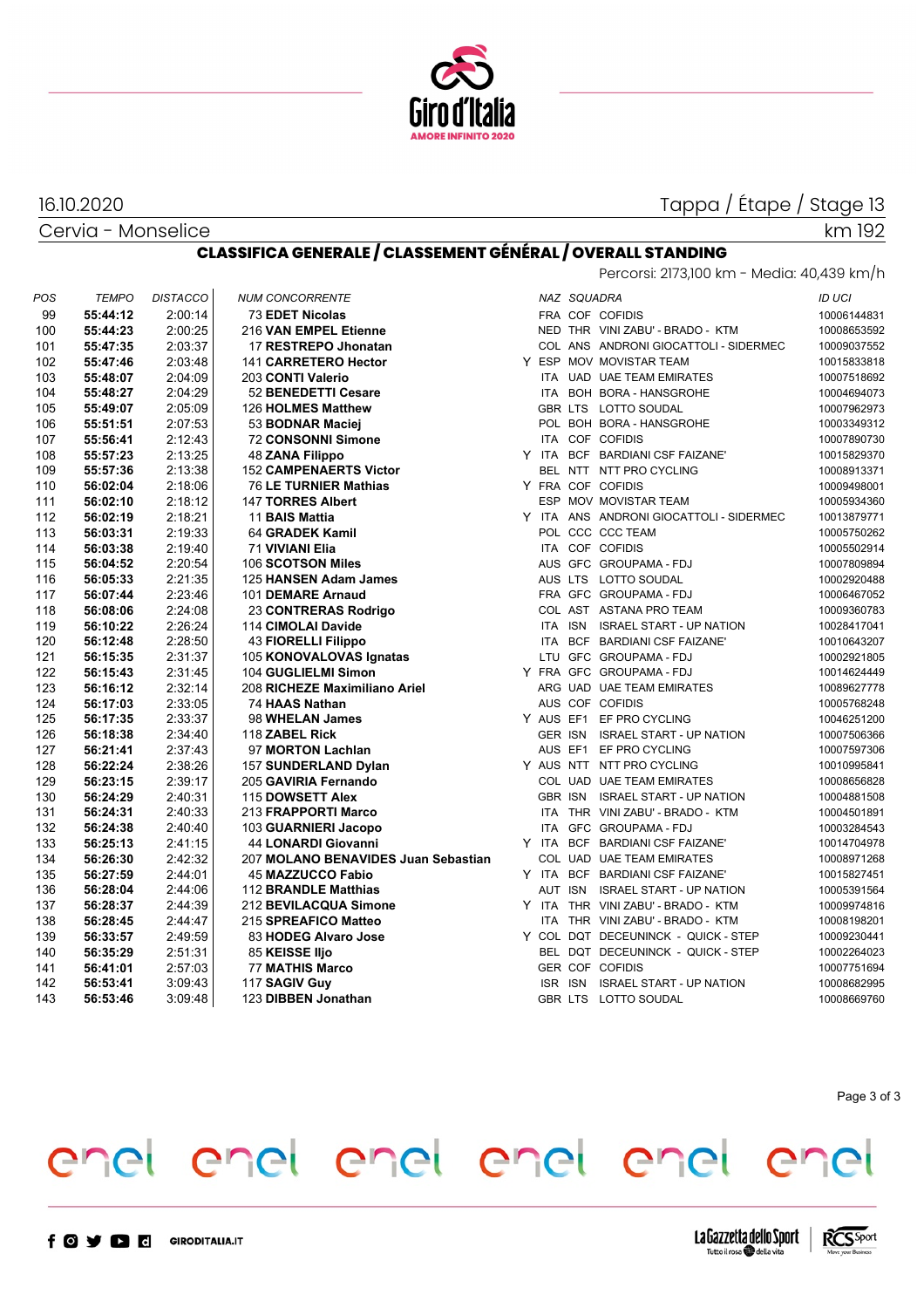16.10.2020

Tappa / Étape / Stage 13

Cervia - Monselice

km 192

## CLASSIFICA GENERALE / CLASSEMENT GÉNÉRAL / OVERALL STANDING

Percorsi: 2173,100 km - Media: 40,439 km/h

| POS | TEMPO | DISTACCO | NUM CONCORRENTE | | NAZ | SQUADRA | | ID UCI |
|---|---|---|---|---|---|---|---|---|
| 99 | **55:44:12** | 2:00:14 | 73 **EDET Nicolas** | | FRA | COF | COFIDIS | 10006144831 |
| 100 | **55:44:23** | 2:00:25 | 216 **VAN EMPEL Etienne** | | NED | THR | VINI ZABU' - BRADO - KTM | 10008653592 |
| 101 | **55:47:35** | 2:03:37 | 17 **RESTREPO Jhonatan** | | COL | ANS | ANDRONI GIOCATTOLI - SIDERMEC | 10009037552 |
| 102 | **55:47:46** | 2:03:48 | 141 **CARRETERO Hector** | Y | ESP | MOV | MOVISTAR TEAM | 10015833818 |
| 103 | **55:48:07** | 2:04:09 | 203 **CONTI Valerio** | | ITA | UAD | UAE TEAM EMIRATES | 10007518692 |
| 104 | **55:48:27** | 2:04:29 | 52 **BENEDETTI Cesare** | | ITA | BOH | BORA - HANSGROHE | 10004694073 |
| 105 | **55:49:07** | 2:05:09 | 126 **HOLMES Matthew** | | GBR | LTS | LOTTO SOUDAL | 10007962973 |
| 106 | **55:51:51** | 2:07:53 | 53 **BODNAR Maciej** | | POL | BOH | BORA - HANSGROHE | 10003349312 |
| 107 | **55:56:41** | 2:12:43 | 72 **CONSONNI Simone** | | ITA | COF | COFIDIS | 10007890730 |
| 108 | **55:57:23** | 2:13:25 | 48 **ZANA Filippo** | Y | ITA | BCF | BARDIANI CSF FAIZANE' | 10015829370 |
| 109 | **55:57:36** | 2:13:38 | 152 **CAMPENAERTS Victor** | | BEL | NTT | NTT PRO CYCLING | 10008913371 |
| 110 | **56:02:04** | 2:18:06 | 76 **LE TURNIER Mathias** | Y | FRA | COF | COFIDIS | 10009498001 |
| 111 | **56:02:10** | 2:18:12 | 147 **TORRES Albert** | | ESP | MOV | MOVISTAR TEAM | 10005934360 |
| 112 | **56:02:19** | 2:18:21 | 11 **BAIS Mattia** | Y | ITA | ANS | ANDRONI GIOCATTOLI - SIDERMEC | 10013879771 |
| 113 | **56:03:31** | 2:19:33 | 64 **GRADEK Kamil** | | POL | CCC | CCC TEAM | 10005750262 |
| 114 | **56:03:38** | 2:19:40 | 71 **VIVIANI Elia** | | ITA | COF | COFIDIS | 10005502914 |
| 115 | **56:04:52** | 2:20:54 | 106 **SCOTSON Miles** | | AUS | GFC | GROUPAMA - FDJ | 10007809894 |
| 116 | **56:05:33** | 2:21:35 | 125 **HANSEN Adam James** | | AUS | LTS | LOTTO SOUDAL | 10002920488 |
| 117 | **56:07:44** | 2:23:46 | 101 **DEMARE Arnaud** | | FRA | GFC | GROUPAMA - FDJ | 10006467052 |
| 118 | **56:08:06** | 2:24:08 | 23 **CONTRERAS Rodrigo** | | COL | AST | ASTANA PRO TEAM | 10009360783 |
| 119 | **56:10:22** | 2:26:24 | 114 **CIMOLAI Davide** | | ITA | ISN | ISRAEL START - UP NATION | 10028417041 |
| 120 | **56:12:48** | 2:28:50 | 43 **FIORELLI Filippo** | | ITA | BCF | BARDIANI CSF FAIZANE' | 10010643207 |
| 121 | **56:15:35** | 2:31:37 | 105 **KONOVALOVAS Ignatas** | | LTU | GFC | GROUPAMA - FDJ | 10002921805 |
| 122 | **56:15:43** | 2:31:45 | 104 **GUGLIELMI Simon** | Y | FRA | GFC | GROUPAMA - FDJ | 10014624449 |
| 123 | **56:16:12** | 2:32:14 | 208 **RICHEZE Maximiliano Ariel** | | ARG | UAD | UAE TEAM EMIRATES | 10089627778 |
| 124 | **56:17:03** | 2:33:05 | 74 **HAAS Nathan** | | AUS | COF | COFIDIS | 10005768248 |
| 125 | **56:17:35** | 2:33:37 | 98 **WHELAN James** | Y | AUS | EF1 | EF PRO CYCLING | 10046251200 |
| 126 | **56:18:38** | 2:34:40 | 118 **ZABEL Rick** | | GER | ISN | ISRAEL START - UP NATION | 10007506366 |
| 127 | **56:21:41** | 2:37:43 | 97 **MORTON Lachlan** | | AUS | EF1 | EF PRO CYCLING | 10007597306 |
| 128 | **56:22:24** | 2:38:26 | 157 **SUNDERLAND Dylan** | Y | AUS | NTT | NTT PRO CYCLING | 10010995841 |
| 129 | **56:23:15** | 2:39:17 | 205 **GAVIRIA Fernando** | | COL | UAD | UAE TEAM EMIRATES | 10008656828 |
| 130 | **56:24:29** | 2:40:31 | 115 **DOWSETT Alex** | | GBR | ISN | ISRAEL START - UP NATION | 10004881508 |
| 131 | **56:24:31** | 2:40:33 | 213 **FRAPPORTI Marco** | | ITA | THR | VINI ZABU' - BRADO - KTM | 10004501891 |
| 132 | **56:24:38** | 2:40:40 | 103 **GUARNIERI Jacopo** | | ITA | GFC | GROUPAMA - FDJ | 10003284543 |
| 133 | **56:25:13** | 2:41:15 | 44 **LONARDI Giovanni** | Y | ITA | BCF | BARDIANI CSF FAIZANE' | 10014704978 |
| 134 | **56:26:30** | 2:42:32 | 207 **MOLANO BENAVIDES Juan Sebastian** | | COL | UAD | UAE TEAM EMIRATES | 10008971268 |
| 135 | **56:27:59** | 2:44:01 | 45 **MAZZUCCO Fabio** | Y | ITA | BCF | BARDIANI CSF FAIZANE' | 10015827451 |
| 136 | **56:28:04** | 2:44:06 | 112 **BRANDLE Matthias** | | AUT | ISN | ISRAEL START - UP NATION | 10005391564 |
| 137 | **56:28:37** | 2:44:39 | 212 **BEVILACQUA Simone** | Y | ITA | THR | VINI ZABU' - BRADO - KTM | 10009974816 |
| 138 | **56:28:45** | 2:44:47 | 215 **SPREAFICO Matteo** | | ITA | THR | VINI ZABU' - BRADO - KTM | 10008198201 |
| 139 | **56:33:57** | 2:49:59 | 83 **HODEG Alvaro Jose** | Y | COL | DQT | DECEUNINCK - QUICK - STEP | 10009230441 |
| 140 | **56:35:29** | 2:51:31 | 85 **KEISSE Iljo** | | BEL | DQT | DECEUNINCK - QUICK - STEP | 10002264023 |
| 141 | **56:41:01** | 2:57:03 | 77 **MATHIS Marco** | | GER | COF | COFIDIS | 10007751694 |
| 142 | **56:53:41** | 3:09:43 | 117 **SAGIV Guy** | | ISR | ISN | ISRAEL START - UP NATION | 10008682995 |
| 143 | **56:53:46** | 3:09:48 | 123 **DIBBEN Jonathan** | | GBR | LTS | LOTTO SOUDAL | 10008669760 |